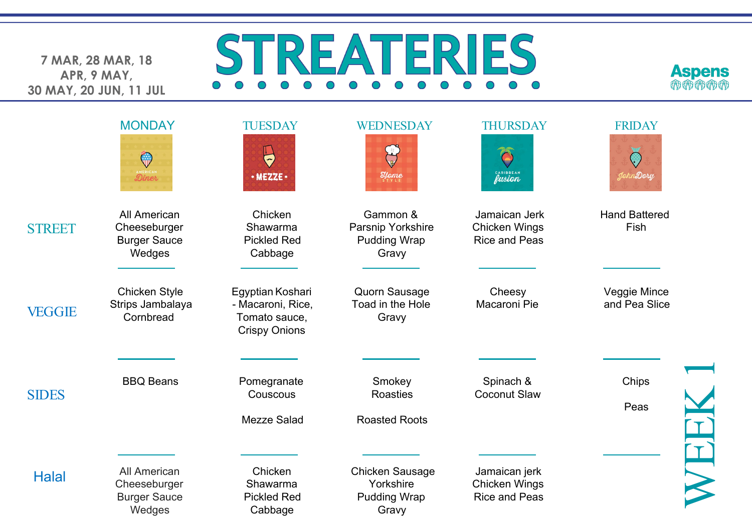7 MAR, 28 MAR, 18 APR, 9 MAY, 30 MAY, 20 JUN, 11 JUL

# STREATERIES

Aspens

## WEEK 1

| | MONDAY | TUESDAY | WEDNESDAY | THURSDAY | FRIDAY |
|---|---|---|---|---|---|
| | American Diner | Mezze | Home Style | Caribbean Fusion | John Dory |
| STREET | All American Cheeseburger Burger Sauce Wedges | Chicken Shawarma Pickled Red Cabbage | Gammon & Parsnip Yorkshire Pudding Wrap Gravy | Jamaican Jerk Chicken Wings Rice and Peas | Hand Battered Fish |
| VEGGIE | Chicken Style Strips Jambalaya Cornbread | Egyptian Koshari - Macaroni, Rice, Tomato sauce, Crispy Onions | Quorn Sausage Toad in the Hole Gravy | Cheesy Macaroni Pie | Veggie Mince and Pea Slice |
| SIDES | BBQ Beans | Pomegranate Couscous<br><br>Mezze Salad | Smokey Roasties<br><br>Roasted Roots | Spinach & Coconut Slaw | Chips<br><br>Peas |
| Halal | All American Cheeseburger Burger Sauce Wedges | Chicken Shawarma Pickled Red Cabbage | Chicken Sausage Yorkshire Pudding Wrap Gravy | Jamaican jerk Chicken Wings Rice and Peas | |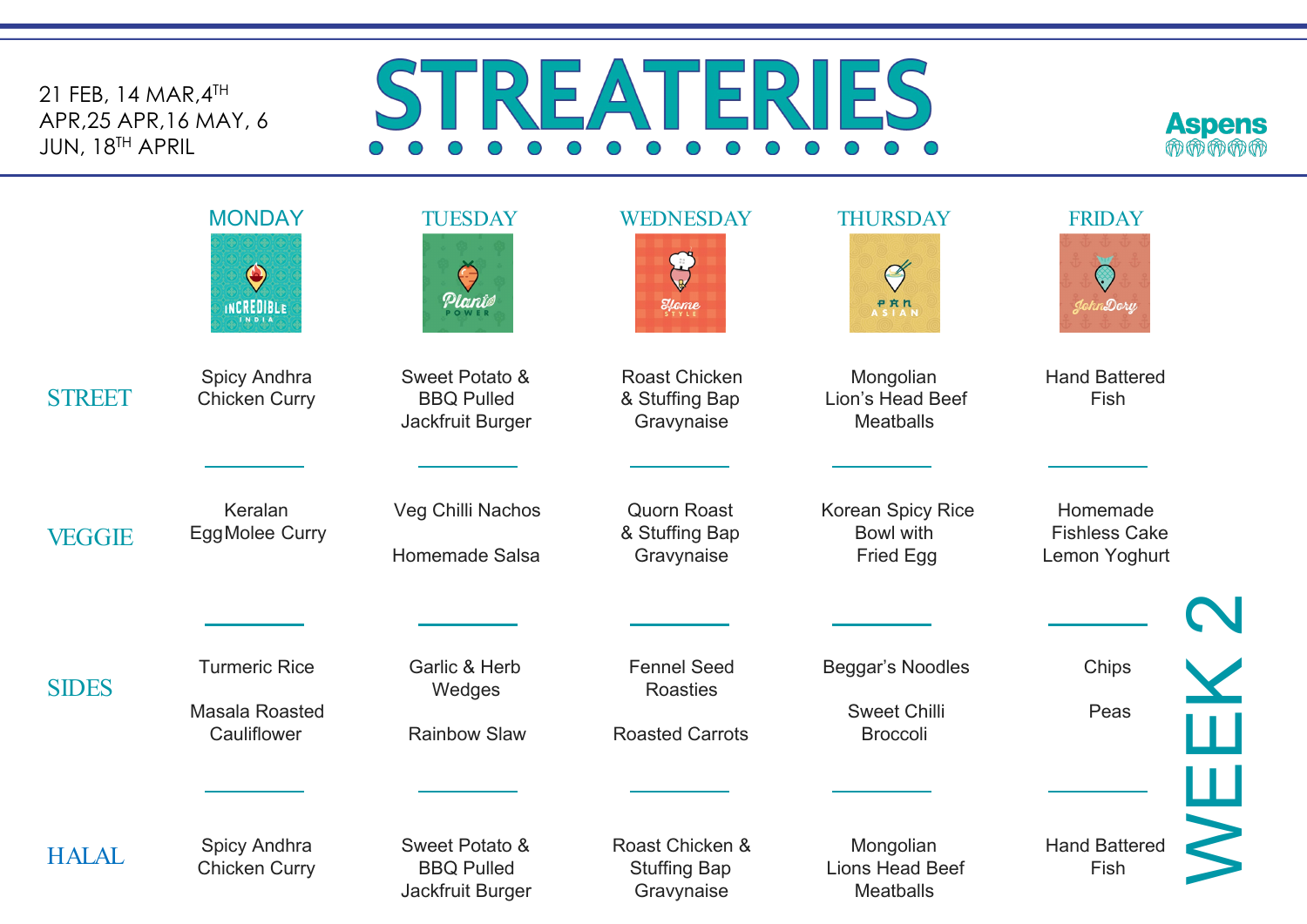21 FEB, 14 MAR, 4TH APR, 25 APR, 16 MAY, 6 JUN, 18TH APRIL

# STREATERIES

Aspens

## WEEK 2

| | MONDAY | TUESDAY | WEDNESDAY | THURSDAY | FRIDAY |
|---|---|---|---|---|---|
| | INCREDIBLE INDIA | Plant POWER | Home STYLE | PAN ASIAN | John Dory |
| STREET | Spicy Andhra Chicken Curry | Sweet Potato & BBQ Pulled Jackfruit Burger | Roast Chicken & Stuffing Bap Gravynaise | Mongolian Lion's Head Beef Meatballs | Hand Battered Fish |
| VEGGIE | Keralan EggMolee Curry | Veg Chilli Nachos<br><br>Homemade Salsa | Quorn Roast & Stuffing Bap Gravynaise | Korean Spicy Rice Bowl with Fried Egg | Homemade Fishless Cake Lemon Yoghurt |
| SIDES | Turmeric Rice<br><br>Masala Roasted Cauliflower | Garlic & Herb Wedges<br><br>Rainbow Slaw | Fennel Seed Roasties<br><br>Roasted Carrots | Beggar's Noodles<br><br>Sweet Chilli Broccoli | Chips<br><br>Peas |
| HALAL | Spicy Andhra Chicken Curry | Sweet Potato & BBQ Pulled Jackfruit Burger | Roast Chicken & Stuffing Bap Gravynaise | Mongolian Lions Head Beef Meatballs | Hand Battered Fish |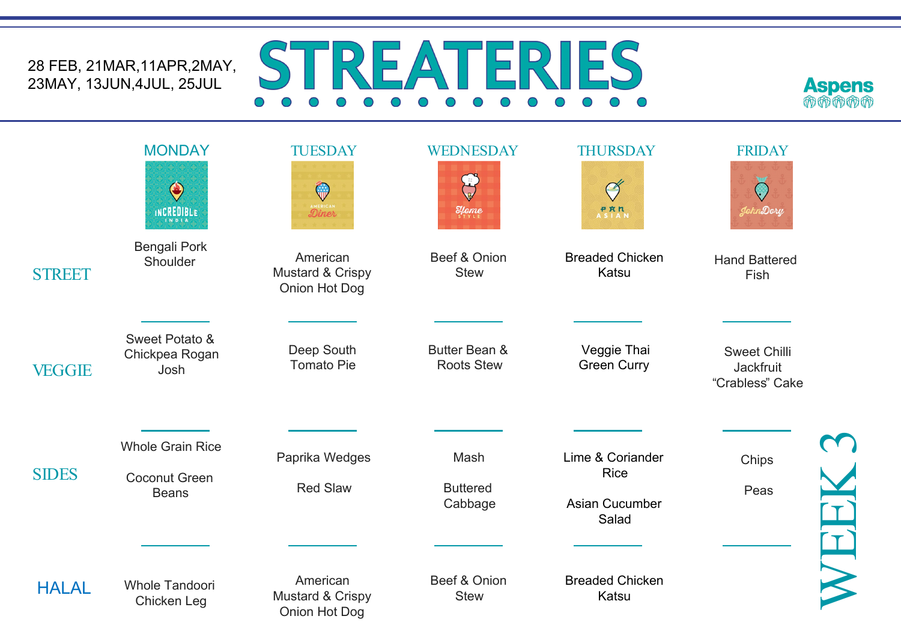28 FEB, 21MAR,11APR,2MAY, 23MAY, 13JUN,4JUL, 25JUL

# STREATERIES

Aspens

| | MONDAY | TUESDAY | WEDNESDAY | THURSDAY | FRIDAY |
|---|---|---|---|---|---|
| | INCREDIBLE INDIA | AMERICAN Diner | Home STYLE | PAN ASIAN | JohnDory |
| STREET | Bengali Pork Shoulder | American Mustard & Crispy Onion Hot Dog | Beef & Onion Stew | Breaded Chicken Katsu | Hand Battered Fish |
| VEGGIE | Sweet Potato & Chickpea Rogan Josh | Deep South Tomato Pie | Butter Bean & Roots Stew | Veggie Thai Green Curry | Sweet Chilli Jackfruit “Crabless” Cake |
| SIDES | Whole Grain Rice<br><br>Coconut Green Beans | Paprika Wedges<br><br>Red Slaw | Mash<br><br>Buttered Cabbage | Lime & Coriander Rice<br><br>Asian Cucumber Salad | Chips<br><br>Peas |
| HALAL | Whole Tandoori Chicken Leg | American Mustard & Crispy Onion Hot Dog | Beef & Onion Stew | Breaded Chicken Katsu | |

WEEK 3